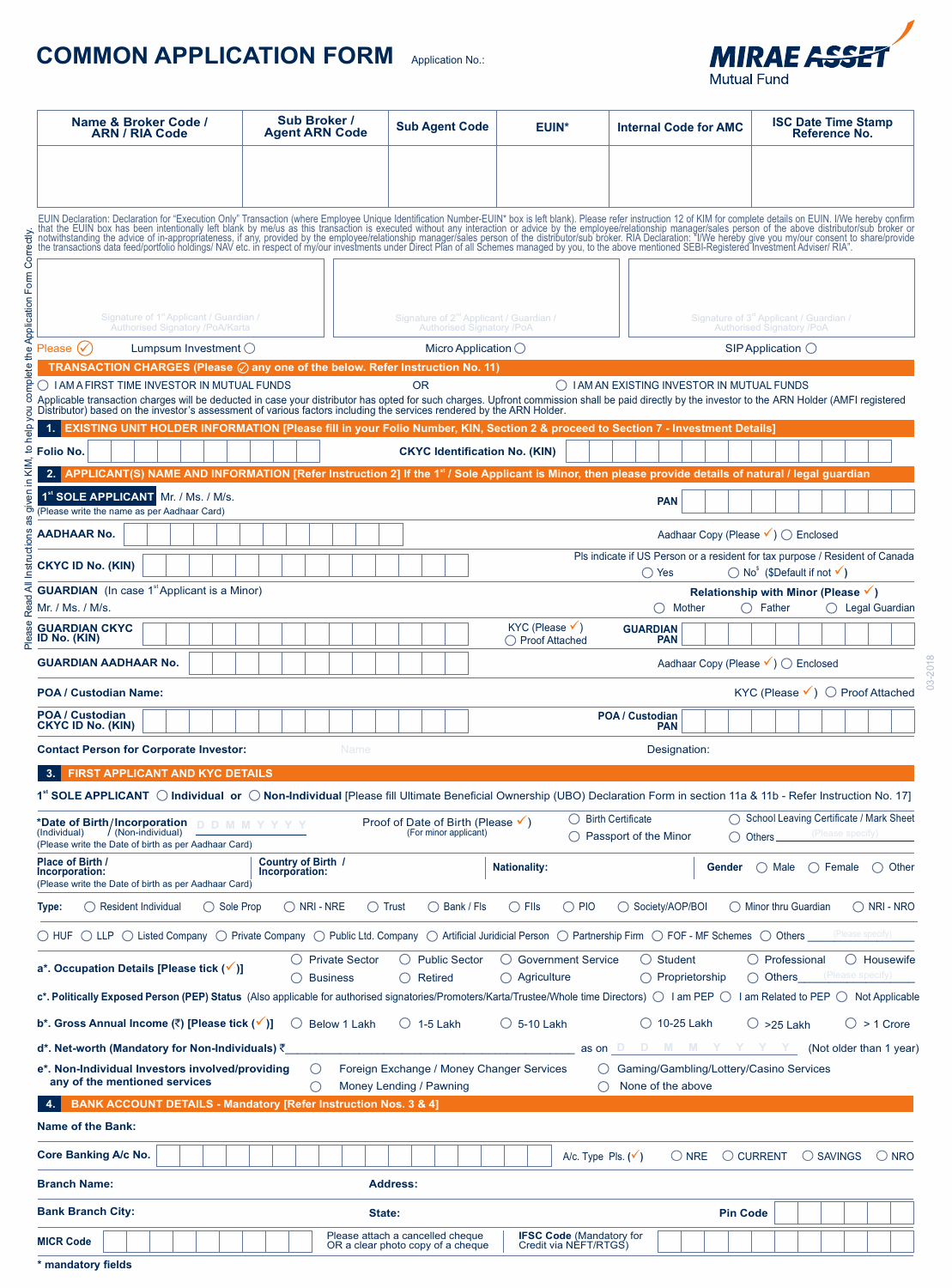# COMMON APPLICATION FORM

Application No.:

MIRAE ASSET Mutual Fund

| Name & Broker Code / ARN / RIA Code | Sub Broker / Agent ARN Code | Sub Agent Code | EUIN* | Internal Code for AMC | ISC Date Time Stamp Reference No. |
|---|---|---|---|---|---|
| | | | | | |

EUIN Declaration: Declaration for "Execution Only" Transaction (where Employee Unique Identification Number-EUIN* box is left blank). Please refer instruction 12 of KIM for complete details on EUIN. I/We hereby confirm that the EUIN box has been intentionally left blank by me/us as this transaction is executed without any interaction or advice by the employee/relationship manager/sales person of the above distributor/sub broker or notwithstanding the advice of in-appropriateness, if any, provided by the employee/relationship manager/sales person of the distributor/sub broker. RIA Declaration: "I/We hereby give you my/our consent to share/provide the transactions data feed/portfolio holdings/ NAV etc. in respect of my/our investments under Direct Plan of all Schemes managed by you, to the above mentioned SEBI-Registered Investment Adviser/ RIA".

| Signature of 1st Applicant / Guardian / Authorised Signatory /PoA/Karta | Signature of 2nd Applicant / Guardian / Authorised Signatory /PoA | Signature of 3rd Applicant / Guardian / Authorised Signatory /PoA |
|---|---|---|
| | | |

Please (✓) Lumpsum Investment ◯ Micro Application ◯ SIP Application ◯

Please Read All Instructions as given in KIM, to help you complete the Application Form Correctly.

## TRANSACTION CHARGES (Please (✓) any one of the below. Refer Instruction No. 11)

◯ I AM A FIRST TIME INVESTOR IN MUTUAL FUNDS OR ◯ I AM AN EXISTING INVESTOR IN MUTUAL FUNDS

Applicable transaction charges will be deducted in case your distributor has opted for such charges. Upfront commission shall be paid directly by the investor to the ARN Holder (AMFI registered Distributor) based on the investor's assessment of various factors including the services rendered by the ARN Holder.

## 1. EXISTING UNIT HOLDER INFORMATION [Please fill in your Folio Number, KIN, Section 2 & proceed to Section 7 - Investment Details]

**Folio No.** ____________ **CKYC Identification No. (KIN)** ____________

## 2. APPLICANT(S) NAME AND INFORMATION [Refer Instruction 2] If the 1st / Sole Applicant is Minor, then please provide details of natural / legal guardian

**1st SOLE APPLICANT** Mr. / Ms. / M/s. ____________ **PAN** ____________
(Please write the name as per Aadhaar Card)

**AADHAAR No.** ____________ Aadhaar Copy (Please ✓) ◯ Enclosed

**CKYC ID No. (KIN)** ____________ Pls indicate if US Person or a resident for tax purpose / Resident of Canada ◯ Yes ◯ No$ ($Default if not ✓)

**GUARDIAN** (In case 1st Applicant is a Minor) Mr. / Ms. / M/s. ____________ **Relationship with Minor (Please ✓)** ◯ Mother ◯ Father ◯ Legal Guardian

**GUARDIAN CKYC ID No. (KIN)** ____________ KYC (Please ✓) ◯ Proof Attached **GUARDIAN PAN** ____________

**GUARDIAN AADHAAR No.** ____________ Aadhaar Copy (Please ✓) ◯ Enclosed

**POA / Custodian Name:** ____________ KYC (Please ✓) ◯ Proof Attached

**POA / Custodian CKYC ID No. (KIN)** ____________ **POA / Custodian PAN** ____________

**Contact Person for Corporate Investor:** Name ____________ Designation: ____________

## 3. FIRST APPLICANT AND KYC DETAILS

**1st SOLE APPLICANT** ◯ **Individual or** ◯ **Non-Individual** [Please fill Ultimate Beneficial Ownership (UBO) Declaration Form in section 11a & 11b - Refer Instruction No. 17]

**\*Date of Birth/Incorporation** (Individual) / (Non-individual) D D M M Y Y Y Y
(Please write the Date of birth as per Aadhaar Card)

Proof of Date of Birth (Please ✓) (For minor applicant) ◯ Birth Certificate ◯ School Leaving Certificate / Mark Sheet ◯ Passport of the Minor ◯ Others ______ (Please specify)

**Place of Birth / Incorporation:** ____________ (Please write the Date of birth as per Aadhaar Card) **Country of Birth / Incorporation:** ____________ **Nationality:** ____________ **Gender** ◯ Male ◯ Female ◯ Other

**Type:** ◯ Resident Individual ◯ Sole Prop ◯ NRI - NRE ◯ Trust ◯ Bank / FIs ◯ FIIs ◯ PIO ◯ Society/AOP/BOI ◯ Minor thru Guardian ◯ NRI - NRO ◯ HUF ◯ LLP ◯ Listed Company ◯ Private Company ◯ Public Ltd. Company ◯ Artificial Juridicial Person ◯ Partnership Firm ◯ FOF - MF Schemes ◯ Others ______ (Please specify)

**a\*. Occupation Details [Please tick (✓)]** ◯ Private Sector ◯ Public Sector ◯ Government Service ◯ Student ◯ Professional ◯ Housewife ◯ Business ◯ Retired ◯ Agriculture ◯ Proprietorship ◯ Others ______ (Please specify)

**c\*. Politically Exposed Person (PEP) Status** (Also applicable for authorised signatories/Promoters/Karta/Trustee/Whole time Directors) ◯ I am PEP ◯ I am Related to PEP ◯ Not Applicable

**b\*. Gross Annual Income (₹) [Please tick (✓)]** ◯ Below 1 Lakh ◯ 1-5 Lakh ◯ 5-10 Lakh ◯ 10-25 Lakh ◯ >25 Lakh ◯ > 1 Crore

**d\*. Net-worth (Mandatory for Non-Individuals)** ₹ ____________ as on D D M M Y Y Y Y (Not older than 1 year)

**e\*. Non-Individual Investors involved/providing any of the mentioned services** ◯ Foreign Exchange / Money Changer Services ◯ Gaming/Gambling/Lottery/Casino Services ◯ Money Lending / Pawning ◯ None of the above

## 4. BANK ACCOUNT DETAILS - Mandatory [Refer Instruction Nos. 3 & 4]

**Name of the Bank:** ____________

**Core Banking A/c No.** ____________ A/c. Type Pls. (✓) ◯ NRE ◯ CURRENT ◯ SAVINGS ◯ NRO

**Branch Name:** ____________ **Address:** ____________

**Bank Branch City:** ____________ **State:** ____________ **Pin Code** ____________

**MICR Code** ____________ Please attach a cancelled cheque OR a clear photo copy of a cheque **IFSC Code** (Mandatory for Credit via NEFT/RTGS) ____________

**\* mandatory fields**

03-2018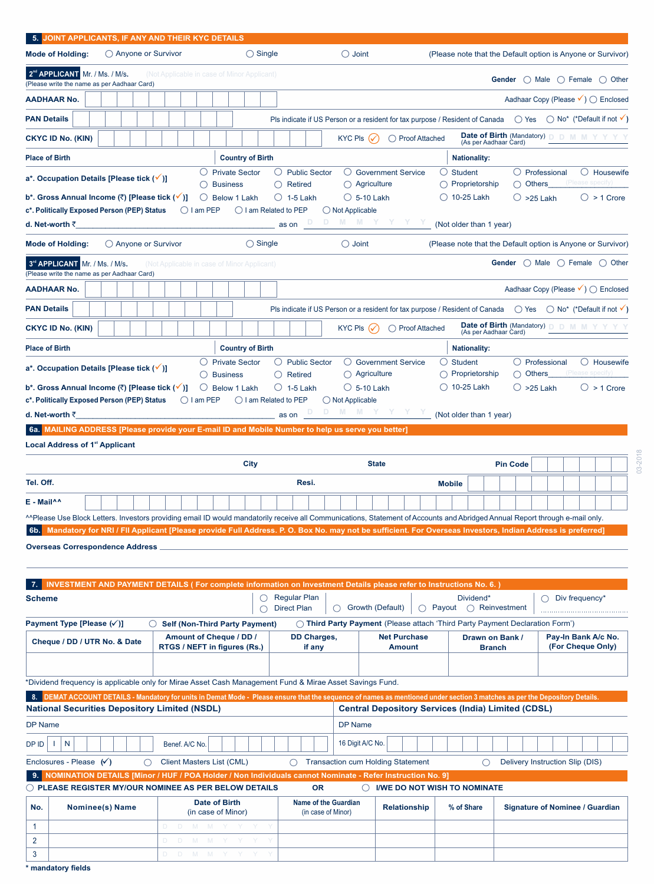## 5. JOINT APPLICANTS, IF ANY AND THEIR KYC DETAILS

**Mode of Holding:** ○ Anyone or Survivor ○ Single ○ Joint (Please note that the Default option is Anyone or Survivor)

**2nd APPLICANT** Mr. / Ms. / M/s. (Not Applicable in case of Minor Applicant) **Gender** ○ Male ○ Female ○ Other
(Please write the name as per Aadhaar Card)

**AADHAAR No.** Aadhaar Copy (Please ✓) ○ Enclosed

**PAN Details** Pls indicate if US Person or a resident for tax purpose / Resident of Canada ○ Yes ○ No* (*Default if not ✓)

**CKYC ID No. (KIN)** KYC Pls ✓ ○ Proof Attached **Date of Birth** (Mandatory) (As per Aadhaar Card) D D M M Y Y Y Y

**Place of Birth** **Country of Birth** **Nationality:**

**a*. Occupation Details [Please tick (✓)]** ○ Private Sector ○ Public Sector ○ Government Service ○ Student ○ Professional ○ Housewife ○ Business ○ Retired ○ Agriculture ○ Proprietorship ○ Others (Please specify)

**b*. Gross Annual Income (₹) [Please tick (✓)]** ○ Below 1 Lakh ○ 1-5 Lakh ○ 5-10 Lakh ○ 10-25 Lakh ○ >25 Lakh ○ > 1 Crore

**c*. Politically Exposed Person (PEP) Status** ○ I am PEP ○ I am Related to PEP ○ Not Applicable

**d. Net-worth ₹** ______________ as on D D M M Y Y Y Y (Not older than 1 year)

**Mode of Holding:** ○ Anyone or Survivor ○ Single ○ Joint (Please note that the Default option is Anyone or Survivor)

**3rd APPLICANT** Mr. / Ms. / M/s. (Not Applicable in case of Minor Applicant) **Gender** ○ Male ○ Female ○ Other
(Please write the name as per Aadhaar Card)

**AADHAAR No.** Aadhaar Copy (Please ✓) ○ Enclosed

**PAN Details** Pls indicate if US Person or a resident for tax purpose / Resident of Canada ○ Yes ○ No* (*Default if not ✓)

**CKYC ID No. (KIN)** KYC Pls ✓ ○ Proof Attached **Date of Birth** (Mandatory) (As per Aadhaar Card) D D M M Y Y Y Y

**Place of Birth** **Country of Birth** **Nationality:**

**a*. Occupation Details [Please tick (✓)]** ○ Private Sector ○ Public Sector ○ Government Service ○ Student ○ Professional ○ Housewife ○ Business ○ Retired ○ Agriculture ○ Proprietorship ○ Others (Please specify)

**b*. Gross Annual Income (₹) [Please tick (✓)]** ○ Below 1 Lakh ○ 1-5 Lakh ○ 5-10 Lakh ○ 10-25 Lakh ○ >25 Lakh ○ > 1 Crore

**c*. Politically Exposed Person (PEP) Status** ○ I am PEP ○ I am Related to PEP ○ Not Applicable

**d. Net-worth ₹** ______________ as on D D M M Y Y Y Y (Not older than 1 year)

## 6a. MAILING ADDRESS [Please provide your E-mail ID and Mobile Number to help us serve you better]

**Local Address of 1st Applicant**

**City** **State** **Pin Code**

**Tel. Off.** **Resi.** **Mobile**

**E - Mail^^**

^^Please Use Block Letters. Investors providing email ID would mandatorily receive all Communications, Statement of Accounts and Abridged Annual Report through e-mail only.

## 6b. Mandatory for NRI / FII Applicant [Please provide Full Address. P. O. Box No. may not be sufficient. For Overseas Investors, Indian Address is preferred]

**Overseas Correspondence Address** ______________

## 7. INVESTMENT AND PAYMENT DETAILS ( For complete information on Investment Details please refer to Instructions No. 6. )

**Scheme** ○ Regular Plan ○ Direct Plan ○ Growth (Default) Dividend* ○ Payout ○ Reinvestment ○ Div frequency* ..................

**Payment Type [Please (✓)]** ○ **Self (Non-Third Party Payment)** ○ **Third Party Payment** (Please attach 'Third Party Payment Declaration Form')

| Cheque / DD / UTR No. & Date | Amount of Cheque / DD / RTGS / NEFT in figures (Rs.) | DD Charges, if any | Net Purchase Amount | Drawn on Bank / Branch | Pay-In Bank A/c No. (For Cheque Only) |
|---|---|---|---|---|---|
| | | | | | |

*Dividend frequency is applicable only for Mirae Asset Cash Management Fund & Mirae Asset Savings Fund.

## 8. DEMAT ACCOUNT DETAILS - Mandatory for units in Demat Mode - Please ensure that the sequence of names as mentioned under section 3 matches as per the Depository Details.

| National Securities Depository Limited (NSDL) | Central Depository Services (India) Limited (CDSL) |
|---|---|
| DP Name | DP Name |
| DP ID I N &nbsp;&nbsp; Benef. A/C No. | 16 Digit A/C No. |

Enclosures - Please (✓) ○ Client Masters List (CML) ○ Transaction cum Holding Statement ○ Delivery Instruction Slip (DIS)

## 9. NOMINATION DETAILS [Minor / HUF / POA Holder / Non Individuals cannot Nominate - Refer Instruction No. 9]

○ **PLEASE REGISTER MY/OUR NOMINEE AS PER BELOW DETAILS** **OR** ○ **I/WE DO NOT WISH TO NOMINATE**

| No. | Nominee(s) Name | Date of Birth (in case of Minor) | Name of the Guardian (in case of Minor) | Relationship | % of Share | Signature of Nominee / Guardian |
|---|---|---|---|---|---|---|
| 1 | | D D M M Y Y Y Y | | | | |
| 2 | | D D M M Y Y Y Y | | | | |
| 3 | | D D M M Y Y Y Y | | | | |

* mandatory fields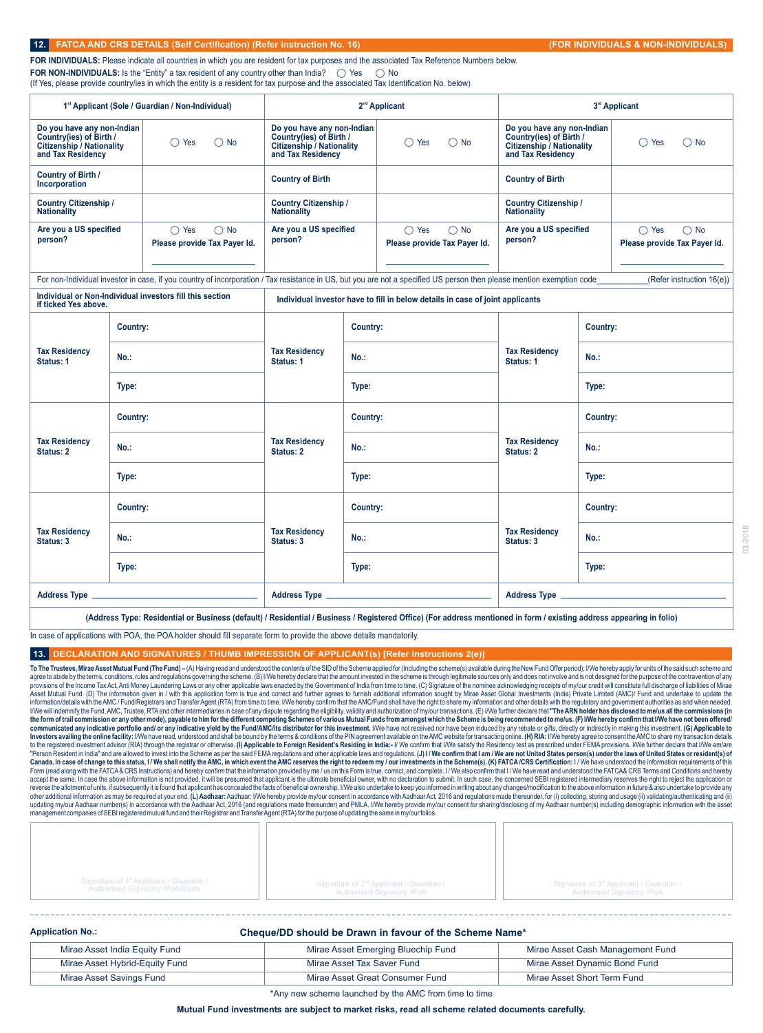## 12. FATCA AND CRS DETAILS (Self Certification) (Refer instruction No. 16) (FOR INDIVIDUALS & NON-INDIVIDUALS)

**FOR INDIVIDUALS:** Please indicate all countries in which you are resident for tax purposes and the associated Tax Reference Numbers below.

**FOR NON-INDIVIDUALS:** Is the "Entity" a tax resident of any country other than India? ◯ Yes ◯ No

(If Yes, please provide country/ies in which the entity is a resident for tax purpose and the associated Tax Identification No. below)

| 1st Applicant (Sole / Guardian / Non-Individual) | | 2nd Applicant | | 3rd Applicant | |
|---|---|---|---|---|---|
| Do you have any non-Indian Country(ies) of Birth / Citizenship / Nationality and Tax Residency | ◯ Yes ◯ No | Do you have any non-Indian Country(ies) of Birth / Citizenship / Nationality and Tax Residency | ◯ Yes ◯ No | Do you have any non-Indian Country(ies) of Birth / Citizenship / Nationality and Tax Residency | ◯ Yes ◯ No |
| Country of Birth / Incorporation | | Country of Birth | | Country of Birth | |
| Country Citizenship / Nationality | | Country Citizenship / Nationality | | Country Citizenship / Nationality | |
| Are you a US specified person? | ◯ Yes ◯ No Please provide Tax Payer Id. ________ | Are you a US specified person? | ◯ Yes ◯ No Please provide Tax Payer Id. ________ | Are you a US specified person? | ◯ Yes ◯ No Please provide Tax Payer Id. ________ |

For non-Individual investor in case, if you country of incorporation / Tax resistance in US, but you are not a specified US person then please mention exemption code__________(Refer instruction 16(e))

| Individual or Non-Individual investors fill this section if ticked Yes above. | | Individual investor have to fill in below details in case of joint applicants | | | |
|---|---|---|---|---|---|
| Tax Residency Status: 1 | Country: | Tax Residency Status: 1 | Country: | Tax Residency Status: 1 | Country: |
| | No.: | | No.: | | No.: |
| | Type: | | Type: | | Type: |
| Tax Residency Status: 2 | Country: | Tax Residency Status: 2 | Country: | Tax Residency Status: 2 | Country: |
| | No.: | | No.: | | No.: |
| | Type: | | Type: | | Type: |
| Tax Residency Status: 3 | Country: | Tax Residency Status: 3 | Country: | Tax Residency Status: 3 | Country: |
| | No.: | | No.: | | No.: |
| | Type: | | Type: | | Type: |
| Address Type ________ | | Address Type ________ | | Address Type ________ | |

**(Address Type: Residential or Business (default) / Residential / Business / Registered Office) (For address mentioned in form / existing address appearing in folio)**

In case of applications with POA, the POA holder should fill separate form to provide the above details mandatorily.

## 13. DECLARATION AND SIGNATURES / THUMB IMPRESSION OF APPLICANT(s) [Refer Instructions 2(e)]

**To The Trustees, Mirae Asset Mutual Fund (The Fund) –** (A) Having read and understood the contents of the SID of the Scheme applied for (Including the scheme(s) available during the New Fund Offer period); I/We hereby apply for units of the said such scheme and agree to abide by the terms, conditions, rules and regulations governing the scheme. (B) I/We hereby declare that the amount invested in the scheme is through legitimate sources only and does not involve and is not designed for the purpose of the contravention of any provisions of the Income Tax Act, Anti Money Laundering Laws or any other applicable laws enacted by the Government of India from time to time. (C) Signature of the nominee acknowledging receipts of my/our credit will constitute full discharge of liabilities of Mirae Asset Mutual Fund. (D) The information given in / with this application form is true and correct and further agrees to furnish additional information sought by Mirae Asset Global Investments (India) Private Limited (AMC)/ Fund and undertake to update the information/details with the AMC / Fund/Registrars and Transfer Agent (RTA) from time to time. I/We hereby confirm that the AMC/Fund shall have the right to share my information and other details with the regulatory and government authorities as and when needed. I/We will indemnify the Fund, AMC, Trustee, RTA and other intermediaries in case of any dispute regarding the eligibility, validity and authorization of my/our transactions. (E) I/We further declare that **"The ARN holder has disclosed to me/us all the commissions (in the form of trail commission or any other mode), payable to him for the different competing Schemes of various Mutual Funds from amongst which the Scheme is being recommended to me/us. (F) I/We hereby confirm that I/We have not been offered/ communicated any indicative portfolio and/ or any indicative yield by the Fund/AMC/its distributor for this investment.** I/We have not received nor have been induced by any rebate or gifts, directly or indirectly in making this investment. **(G) Applicable to Investors availing the online facility:** I/We have read, understood and shall be bound by the terms & conditions of the PIN agreement available on the AMC website for transacting online. **(H) RIA:** I/We hereby agree to consent the AMC to share my transaction details to the registered investment advisor (RIA) through the registrar or otherwise. **(I) Applicable to Foreign Resident's Residing in India:-** I/ We confirm that I/We satisfy the Residency test as prescribed under FEMA provisions. I/We further declare that I/We am/are "Person Resident in India" and are allowed to invest into the Scheme as per the said FEMA regulations and other applicable laws and regulations. **(J) I / We confirm that I am / We are not United States person(s) under the laws of United States or resident(s) of Canada. In case of change to this status, I / We shall notify the AMC, in which event the AMC reserves the right to redeem my / our investments in the Scheme(s). (K) FATCA /CRS Certification:** I / We have understood the information requirements of this Form (read along with the FATCA & CRS Instructions) and hereby confirm that the information provided by me / us on this Form is true, correct, and complete. I / We also confirm that I / We have read and understood the FATCA & CRS Terms and Conditions and hereby accept the same. In case the above information is not provided, it will be presumed that applicant is the ultimate beneficial owner, with no declaration to submit. In such case, the concerned SEBI registered intermediary reserves the right to reject the application or reverse the allotment of units, if subsequently it is found that applicant has concealed the facts of beneficial ownership. I/We also undertake to keep you informed in writing about any changes/modification to the above information in future & also undertake to provide any other additional information as may be required at your end. **(L) Aadhaar:** Aadhaar: I/We hereby provide my/our consent in accordance with Aadhaar Act, 2016 and regulations made thereunder, for (i) collecting, storing and usage (ii) validating/authenticating and (ii) updating my/our Aadhaar number(s) in accordance with the Aadhaar Act, 2016 (and regulations made thereunder) and PMLA. I/We hereby provide my/our consent for sharing/disclosing of my Aadhaar number(s) including demographic information with the asset management companies of SEBI registered mutual fund and their Registrar and Transfer Agent (RTA) for the purpose of updating the same in my/our folios.

| Signature of 1st Applicant / Guardian / Authorised Signatory /PoA/Karta | Signature of 2nd Applicant / Guardian / Authorised Signatory /PoA | Signature of 3rd Applicant / Guardian / Authorised Signatory /PoA |
|---|---|---|

---

**Application No.:** **Cheque/DD should be Drawn in favour of the Scheme Name***

| | | |
|---|---|---|
| Mirae Asset India Equity Fund | Mirae Asset Emerging Bluechip Fund | Mirae Asset Cash Management Fund |
| Mirae Asset Hybrid-Equity Fund | Mirae Asset Tax Saver Fund | Mirae Asset Dynamic Bond Fund |
| Mirae Asset Savings Fund | Mirae Asset Great Consumer Fund | Mirae Asset Short Term Fund |

*Any new scheme launched by the AMC from time to time

**Mutual Fund investments are subject to market risks, read all scheme related documents carefully.**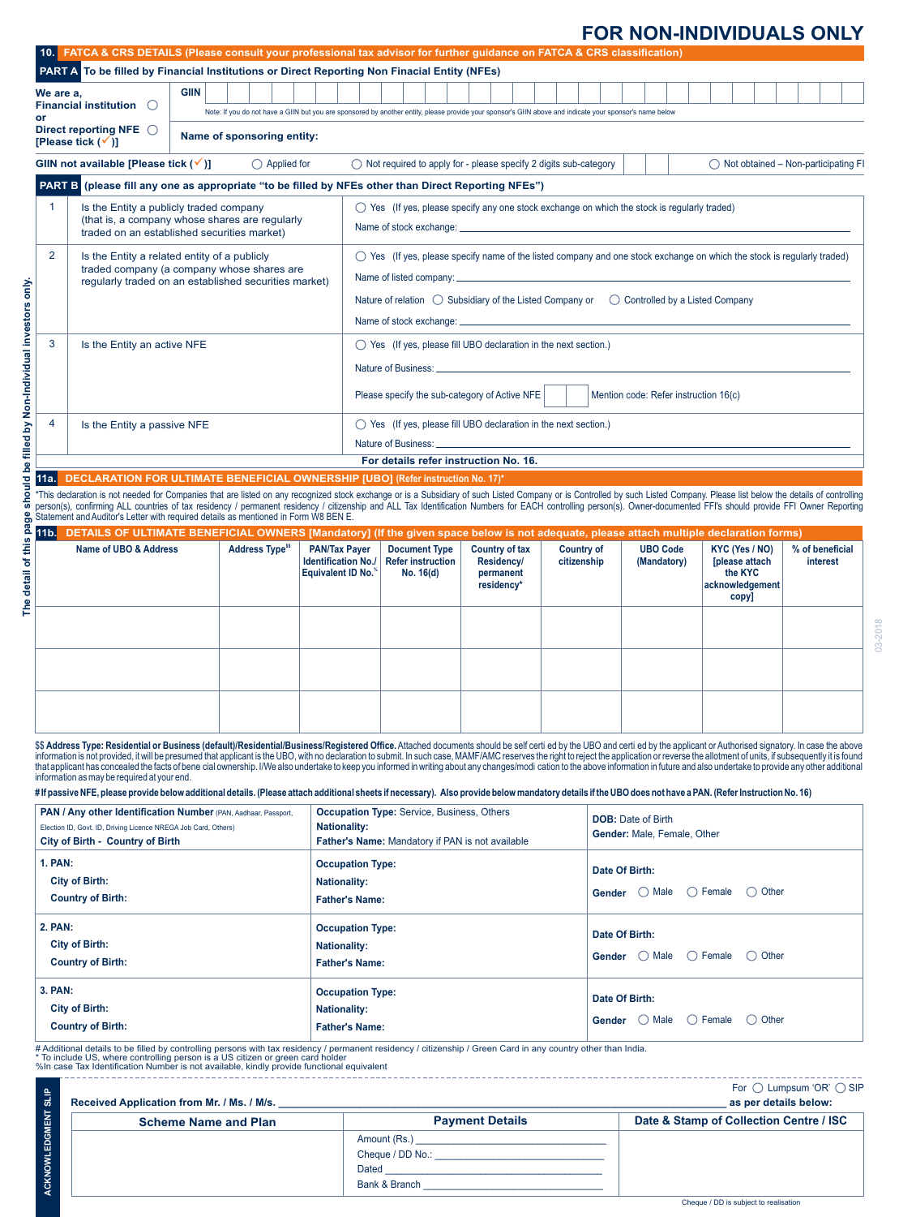# FOR NON-INDIVIDUALS ONLY

## 10. FATCA & CRS DETAILS (Please consult your professional tax advisor for further guidance on FATCA & CRS classification)

### PART A To be filled by Financial Institutions or Direct Reporting Non Finacial Entity (NFEs)

We are a, Financial institution ◯ or Direct reporting NFE ◯ [Please tick (✓)]

GIIN

Note: If you do not have a GIIN but you are sponsored by another entity, please provide your sponsor's GIIN above and indicate your sponsor's name below

Name of sponsoring entity:

GIIN not available [Please tick (✓)] ◯ Applied for ◯ Not required to apply for - please specify 2 digits sub-category ◯ Not obtained – Non-participating FI

### PART B (please fill any one as appropriate "to be filled by NFEs other than Direct Reporting NFEs")

| | | |
|---|---|---|
| 1 | Is the Entity a publicly traded company (that is, a company whose shares are regularly traded on an established securities market) | ◯ Yes (If yes, please specify any one stock exchange on which the stock is regularly traded)<br>Name of stock exchange: |
| 2 | Is the Entity a related entity of a publicly traded company (a company whose shares are regularly traded on an established securities market) | ◯ Yes (If yes, please specify name of the listed company and one stock exchange on which the stock is regularly traded)<br>Name of listed company:<br>Nature of relation ◯ Subsidiary of the Listed Company or ◯ Controlled by a Listed Company<br>Name of stock exchange: |
| 3 | Is the Entity an active NFE | ◯ Yes (If yes, please fill UBO declaration in the next section.)<br>Nature of Business:<br>Please specify the sub-category of Active NFE ☐☐ Mention code: Refer instruction 16(c) |
| 4 | Is the Entity a passive NFE | ◯ Yes (If yes, please fill UBO declaration in the next section.)<br>Nature of Business: |

For details refer instruction No. 16.

## 11a. DECLARATION FOR ULTIMATE BENEFICIAL OWNERSHIP [UBO] (Refer instruction No. 17)*

*This declaration is not needed for Companies that are listed on any recognized stock exchange or is a Subsidiary of such Listed Company or is Controlled by such Listed Company. Please list below the details of controlling person(s), confirming ALL countries of tax residency / permanent residency / citizenship and ALL Tax Identification Numbers for EACH controlling person(s). Owner-documented FFI's should provide FFI Owner Reporting Statement and Auditor's Letter with required details as mentioned in Form W8 BEN E.

## 11b. DETAILS OF ULTIMATE BENEFICIAL OWNERS [Mandatory] (If the given space below is not adequate, please attach multiple declaration forms)

| Name of UBO & Address | Address Type$$ | PAN/Tax Payer Identification No./ Equivalent ID No.% | Document Type Refer instruction No. 16(d) | Country of tax Residency/ permanent residency* | Country of citizenship | UBO Code (Mandatory) | KYC (Yes / NO) [please attach the KYC acknowledgement copy] | % of beneficial interest |
|---|---|---|---|---|---|---|---|---|
| | | | | | | | | |
| | | | | | | | | |
| | | | | | | | | |

$$ **Address Type: Residential or Business (default)/Residential/Business/Registered Office.** Attached documents should be self certi ed by the UBO and certi ed by the applicant or Authorised signatory. In case the above information is not provided, it will be presumed that applicant is the UBO, with no declaration to submit. In such case, MAMF/AMC reserves the right to reject the application or reverse the allotment of units, if subsequently it is found that applicant has concealed the facts of bene cial ownership. I/We also undertake to keep you informed in writing about any changes/modi cation to the above information in future and also undertake to provide any other additional information as may be required at your end.

**# If passive NFE, please provide below additional details. (Please attach additional sheets if necessary). Also provide below mandatory details if the UBO does not have a PAN. (Refer Instruction No. 16)**

| PAN / Any other Identification Number (PAN, Aadhaar, Passport, Election ID, Govt. ID, Driving Licence NREGA Job Card, Others)<br>City of Birth - Country of Birth | Occupation Type: Service, Business, Others<br>Nationality:<br>Father's Name: Mandatory if PAN is not available | DOB: Date of Birth<br>Gender: Male, Female, Other |
|---|---|---|
| 1. PAN:<br>City of Birth:<br>Country of Birth: | Occupation Type:<br>Nationality:<br>Father's Name: | Date Of Birth:<br>Gender ◯ Male ◯ Female ◯ Other |
| 2. PAN:<br>City of Birth:<br>Country of Birth: | Occupation Type:<br>Nationality:<br>Father's Name: | Date Of Birth:<br>Gender ◯ Male ◯ Female ◯ Other |
| 3. PAN:<br>City of Birth:<br>Country of Birth: | Occupation Type:<br>Nationality:<br>Father's Name: | Date Of Birth:<br>Gender ◯ Male ◯ Female ◯ Other |

# Additional details to be filled by controlling persons with tax residency / permanent residency / citizenship / Green Card in any country other than India.
* To include US, where controlling person is a US citizen or green card holder
%In case Tax Identification Number is not available, kindly provide functional equivalent

The detail of this page should be filled by Non-Individual investors only.

---

## ACKNOWLEDGEMENT SLIP

Received Application from Mr. / Ms. / M/s. ____________________ For ◯ Lumpsum 'OR' ◯ SIP as per details below:

| Scheme Name and Plan | Payment Details | Date & Stamp of Collection Centre / ISC |
|---|---|---|
| | Amount (Rs.) ____________<br>Cheque / DD No.: ____________<br>Dated ____________<br>Bank & Branch ____________ | |

Cheque / DD is subject to realisation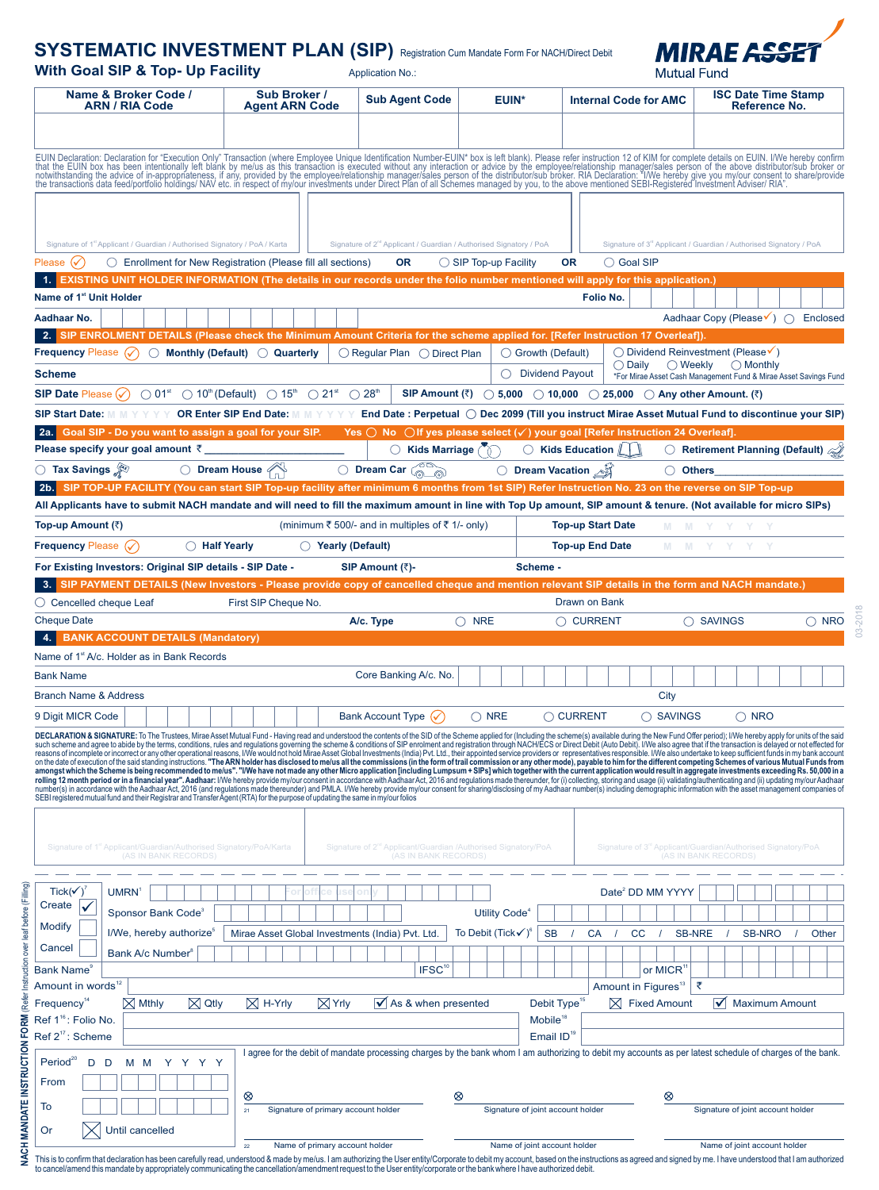# SYSTEMATIC INVESTMENT PLAN (SIP) Registration Cum Mandate Form For NACH/Direct Debit

## With Goal SIP & Top- Up Facility

Application No.:

MIRAE ASSET Mutual Fund

| Name & Broker Code / ARN / RIA Code | Sub Broker / Agent ARN Code | Sub Agent Code | EUIN* | Internal Code for AMC | ISC Date Time Stamp Reference No. |
|---|---|---|---|---|---|
| | | | | | |

EUIN Declaration: Declaration for "Execution Only" Transaction (where Employee Unique Identification Number-EUIN* box is left blank). Please refer instruction 12 of KIM for complete details on EUIN. I/We hereby confirm that the EUIN box has been intentionally left blank by me/us as this transaction is executed without any interaction or advice by the employee/relationship manager/sales person of the above distributor/sub broker or notwithstanding the advice of in-appropriateness, if any, provided by the employee/relationship manager/sales person of the distributor/sub broker. RIA Declaration: "I/We hereby give you my/our consent to share/provide the transactions data feed/portfolio holdings/ NAV etc. in respect of my/our investments under Direct Plan of all Schemes managed by you, to the above mentioned SEBI-Registered Investment Adviser/ RIA".

| Signature of 1st Applicant / Guardian / Authorised Signatory / PoA / Karta | Signature of 2nd Applicant / Guardian / Authorised Signatory / PoA | Signature of 3rd Applicant / Guardian / Authorised Signatory / PoA |
|---|---|---|
| | | |

Please (✓) ○ Enrollment for New Registration (Please fill all sections) OR ○ SIP Top-up Facility OR ○ Goal SIP

## 1. EXISTING UNIT HOLDER INFORMATION (The details in our records under the folio number mentioned will apply for this application.)

Name of 1st Unit Holder | Folio No.

Aadhaar No. | Aadhaar Copy (Please ✓) ○ Enclosed

## 2. SIP ENROLMENT DETAILS (Please check the Minimum Amount Criteria for the scheme applied for. [Refer Instruction 17 Overleaf]).

Frequency Please (✓) ○ Monthly (Default) ○ Quarterly | ○ Regular Plan ○ Direct Plan | ○ Growth (Default) | ○ Dividend Reinvestment (Please ✓) ○ Daily ○ Weekly ○ Monthly

Scheme | ○ Dividend Payout | *For Mirae Asset Cash Management Fund & Mirae Asset Savings Fund

SIP Date Please (✓) ○ 01st ○ 10th (Default) ○ 15th ○ 21st ○ 28th | SIP Amount (₹) ○ 5,000 ○ 10,000 ○ 25,000 ○ Any other Amount. (₹)

SIP Start Date: M M Y Y Y Y OR Enter SIP End Date: M M Y Y Y Y End Date : Perpetual ○ Dec 2099 (Till you instruct Mirae Asset Mutual Fund to discontinue your SIP)

## 2a. Goal SIP - Do you want to assign a goal for your SIP. Yes ○ No ○ If yes please select (✓) your goal [Refer Instruction 24 Overleaf].

Please specify your goal amount ₹ ________ ○ Kids Marriage ○ Kids Education ○ Retirement Planning (Default)

○ Tax Savings ○ Dream House ○ Dream Car ○ Dream Vacation ○ Others________

## 2b. SIP TOP-UP FACILITY (You can start SIP Top-up facility after minimum 6 months from 1st SIP) Refer Instruction No. 23 on the reverse on SIP Top-up

All Applicants have to submit NACH mandate and will need to fill the maximum amount in line with Top Up amount, SIP amount & tenure. (Not available for micro SIPs)

Top-up Amount (₹) (minimum ₹ 500/- and in multiples of ₹ 1/- only) | Top-up Start Date M M Y Y Y Y

Frequency Please (✓) ○ Half Yearly ○ Yearly (Default) | Top-up End Date M M Y Y Y Y

For Existing Investors: Original SIP details - SIP Date - SIP Amount (₹)- Scheme -

## 3. SIP PAYMENT DETAILS (New Investors - Please provide copy of cancelled cheque and mention relevant SIP details in the form and NACH mandate.)

○ Cancelled cheque Leaf | First SIP Cheque No. | Drawn on Bank

Cheque Date | A/c. Type ○ NRE ○ CURRENT ○ SAVINGS ○ NRO

## 4. BANK ACCOUNT DETAILS (Mandatory)

Name of 1st A/c. Holder as in Bank Records

Bank Name | Core Banking A/c. No.

Branch Name & Address | City

9 Digit MICR Code | Bank Account Type (✓) ○ NRE ○ CURRENT ○ SAVINGS ○ NRO

**DECLARATION & SIGNATURE:** To The Trustees, Mirae Asset Mutual Fund - Having read and understood the contents of the SID of the Scheme applied for (Including the scheme(s) available during the New Fund Offer period); I/We hereby apply for units of the said such scheme and agree to abide by the terms, conditions, rules and regulations governing the scheme & conditions of SIP enrolment and registration through NACH/ECS or Direct Debit (Auto Debit). I/We also agree that if the transaction is delayed or not effected for reasons of incomplete or incorrect or any other operational reasons, I/We would not hold Mirae Asset Global Investments (India) Pvt. Ltd., their appointed service providers or representatives responsible. I/We also undertake to keep sufficient funds in my bank account on the date of execution of the said standing instructions. **"The ARN holder has disclosed to me/us all the commissions (in the form of trail commission or any other mode), payable to him for the different competing Schemes of various Mutual Funds from amongst which the Scheme is being recommended to me/us". "I/We have not made any other Micro application [including Lumpsum + SIPs] which together with the current application would result in aggregate investments exceeding Rs. 50,000 in a rolling 12 month period or in a financial year". Aadhaar:** I/We hereby provide my/our consent in accordance with Aadhaar Act, 2016 and regulations made thereunder, for (i) collecting, storing and usage (ii) validating/authenticating and (iii) updating my/our Aadhaar number(s) in accordance with the Aadhaar Act, 2016 (and regulations made thereunder) and PMLA. I/We hereby provide my/our consent for sharing/disclosing of my Aadhaar number(s) including demographic information with the asset management companies of SEBI registered mutual fund and their Registrar and Transfer Agent (RTA) for the purpose of updating the same in my/our folios

| Signature of 1st Applicant/Guardian/Authorised Signatory/PoA/Karta (AS IN BANK RECORDS) | Signature of 2nd Applicant/Guardian /Authorised Signatory/PoA (AS IN BANK RECORDS) | Signature of 3rd Applicant/Guardian/Authorised Signatory/PoA (AS IN BANK RECORDS) |
|---|---|---|
| | | |

## NACH MANDATE INSTRUCTION FORM (Refer Instruction over leaf before Filling)

Tick(✓)[7] ☑ Create ☐ Modify ☐ Cancel

UMRN[1] For office use only | Date[2] DD MM YYYY

Sponsor Bank Code[3] | Utility Code[4]

I/We, hereby authorize[5] Mirae Asset Global Investments (India) Pvt. Ltd. | To Debit (Tick✓)[6] SB / CA / CC / SB-NRE / SB-NRO / Other

Bank A/c Number[8]

Bank Name[9] | IFSC[10] | or MICR[11]

Amount in words[12] | Amount in Figures[13] ₹

Frequency[14] ☒ Mthly ☒ Qtly ☒ H-Yrly ☒ Yrly ☑ As & when presented | Debit Type[15] ☒ Fixed Amount ☑ Maximum Amount

Ref 1[16]: Folio No. | Mobile[18]

Ref 2[17]: Scheme | Email ID[19]

Period[20] D D M M Y Y Y Y

From

To

Or ☒ Until cancelled

I agree for the debit of mandate processing charges by the bank whom I am authorizing to debit my accounts as per latest schedule of charges of the bank.

| [21] Signature of primary account holder | Signature of joint account holder | Signature of joint account holder |
|---|---|---|
| [22] Name of primary account holder | Name of joint account holder | Name of joint account holder |

This is to confirm that declaration has been carefully read, understood & made by me/us. I am authorizing the User entity/Corporate to debit my account, based on the instructions as agreed and signed by me. I have understood that I am authorized to cancel/amend this mandate by appropriately communicating the cancellation/amendment request to the User entity/corporate or the bank where I have authorized debit.